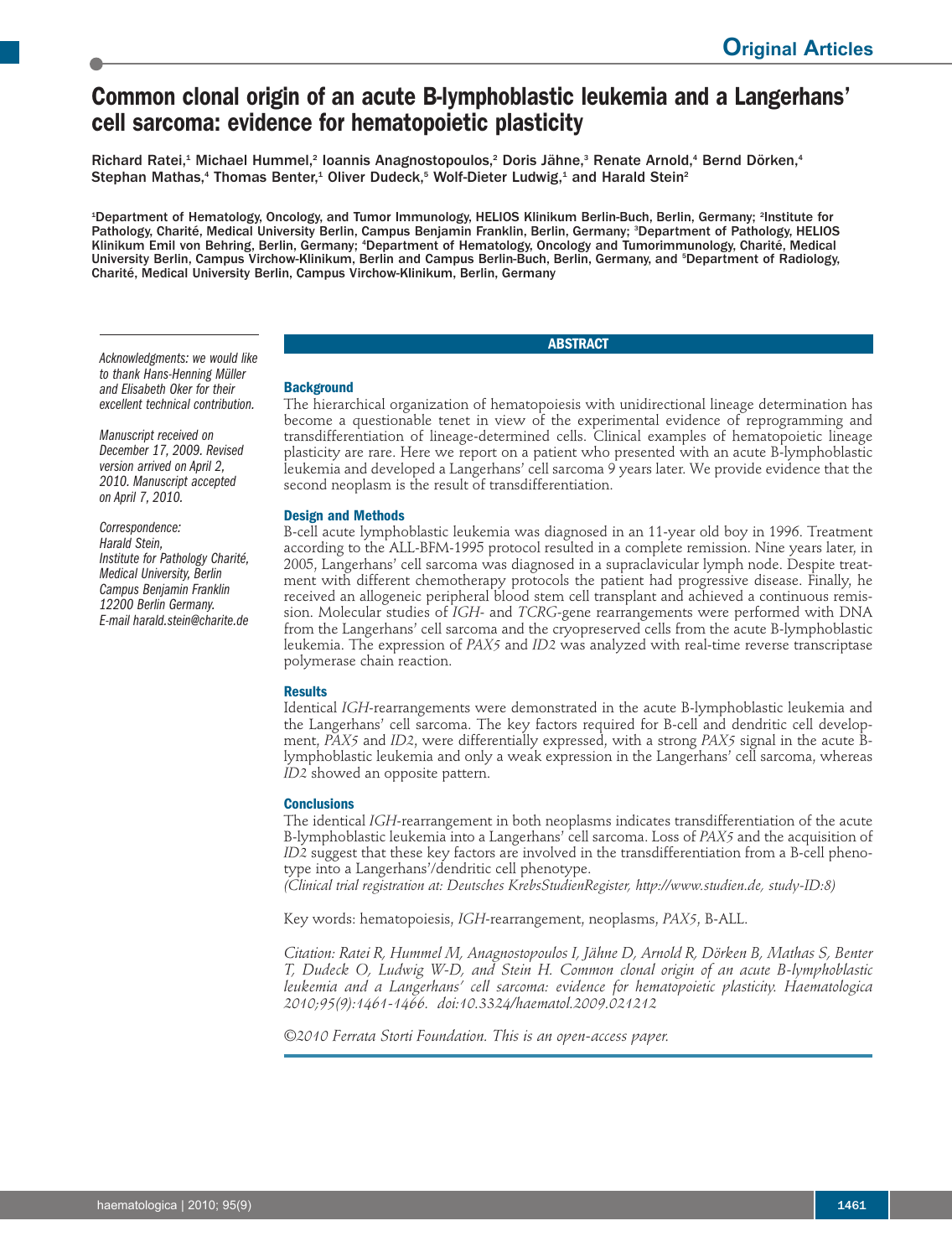# Common clonal origin of an acute B-lymphoblastic leukemia and a Langerhans' cell sarcoma: evidence for hematopoietic plasticity

Richard Ratei,[1] Michael Hummel,[2] Ioannis Anagnostopoulos,[2] Doris Jähne,[3] Renate Arnold,[4] Bernd Dörken,[4] Stephan Mathas,[4] Thomas Benter,[1] Oliver Dudeck,[5] Wolf-Dieter Ludwig,[1] and Harald Stein[2]

[1]Department of Hematology, Oncology, and Tumor Immunology, HELIOS Klinikum Berlin-Buch, Berlin, Germany; [2]Institute for Pathology, Charité, Medical University Berlin, Campus Benjamin Franklin, Berlin, Germany; [3]Department of Pathology, HELIOS Klinikum Emil von Behring, Berlin, Germany; [4]Department of Hematology, Oncology and Tumorimmunology, Charité, Medical University Berlin, Campus Virchow-Klinikum, Berlin and Campus Berlin-Buch, Berlin, Germany, and [5]Department of Radiology, Charité, Medical University Berlin, Campus Virchow-Klinikum, Berlin, Germany

*Acknowledgments: we would like to thank Hans-Henning Müller and Elisabeth Oker for their excellent technical contribution.*

*Manuscript received on December 17, 2009. Revised version arrived on April 2, 2010. Manuscript accepted on April 7, 2010.*

*Correspondence: Harald Stein, Institute for Pathology Charité, Medical University, Berlin Campus Benjamin Franklin 12200 Berlin Germany. E-mail harald.stein@charite.de*

## ABSTRACT

### Background

The hierarchical organization of hematopoiesis with unidirectional lineage determination has become a questionable tenet in view of the experimental evidence of reprogramming and transdifferentiation of lineage-determined cells. Clinical examples of hematopoietic lineage plasticity are rare. Here we report on a patient who presented with an acute B-lymphoblastic leukemia and developed a Langerhans' cell sarcoma 9 years later. We provide evidence that the second neoplasm is the result of transdifferentiation.

### Design and Methods

B-cell acute lymphoblastic leukemia was diagnosed in an 11-year old boy in 1996. Treatment according to the ALL-BFM-1995 protocol resulted in a complete remission. Nine years later, in 2005, Langerhans' cell sarcoma was diagnosed in a supraclavicular lymph node. Despite treatment with different chemotherapy protocols the patient had progressive disease. Finally, he received an allogeneic peripheral blood stem cell transplant and achieved a continuous remission. Molecular studies of *IGH-* and *TCRG*-gene rearrangements were performed with DNA from the Langerhans' cell sarcoma and the cryopreserved cells from the acute B-lymphoblastic leukemia. The expression of *PAX5* and *ID2* was analyzed with real-time reverse transcriptase polymerase chain reaction.

### Results

Identical *IGH*-rearrangements were demonstrated in the acute B-lymphoblastic leukemia and the Langerhans' cell sarcoma. The key factors required for B-cell and dendritic cell development, *PAX5* and *ID2*, were differentially expressed, with a strong *PAX5* signal in the acute B-lymphoblastic leukemia and only a weak expression in the Langerhans' cell sarcoma, whereas *ID2* showed an opposite pattern.

### Conclusions

The identical *IGH*-rearrangement in both neoplasms indicates transdifferentiation of the acute B-lymphoblastic leukemia into a Langerhans' cell sarcoma. Loss of *PAX5* and the acquisition of *ID2* suggest that these key factors are involved in the transdifferentiation from a B-cell phenotype into a Langerhans'/dendritic cell phenotype.
*(Clinical trial registration at: Deutsches KrebsStudienRegister, http://www.studien.de, study-ID:8)*

Key words: hematopoiesis, *IGH*-rearrangement, neoplasms, *PAX5*, B-ALL.

*Citation: Ratei R, Hummel M, Anagnostopoulos I, Jähne D, Arnold R, Dörken B, Mathas S, Benter T, Dudeck O, Ludwig W-D, and Stein H. Common clonal origin of an acute B-lymphoblastic leukemia and a Langerhans' cell sarcoma: evidence for hematopoietic plasticity. Haematologica 2010;95(9):1461-1466. doi:10.3324/haematol.2009.021212*

*©2010 Ferrata Storti Foundation. This is an open-access paper.*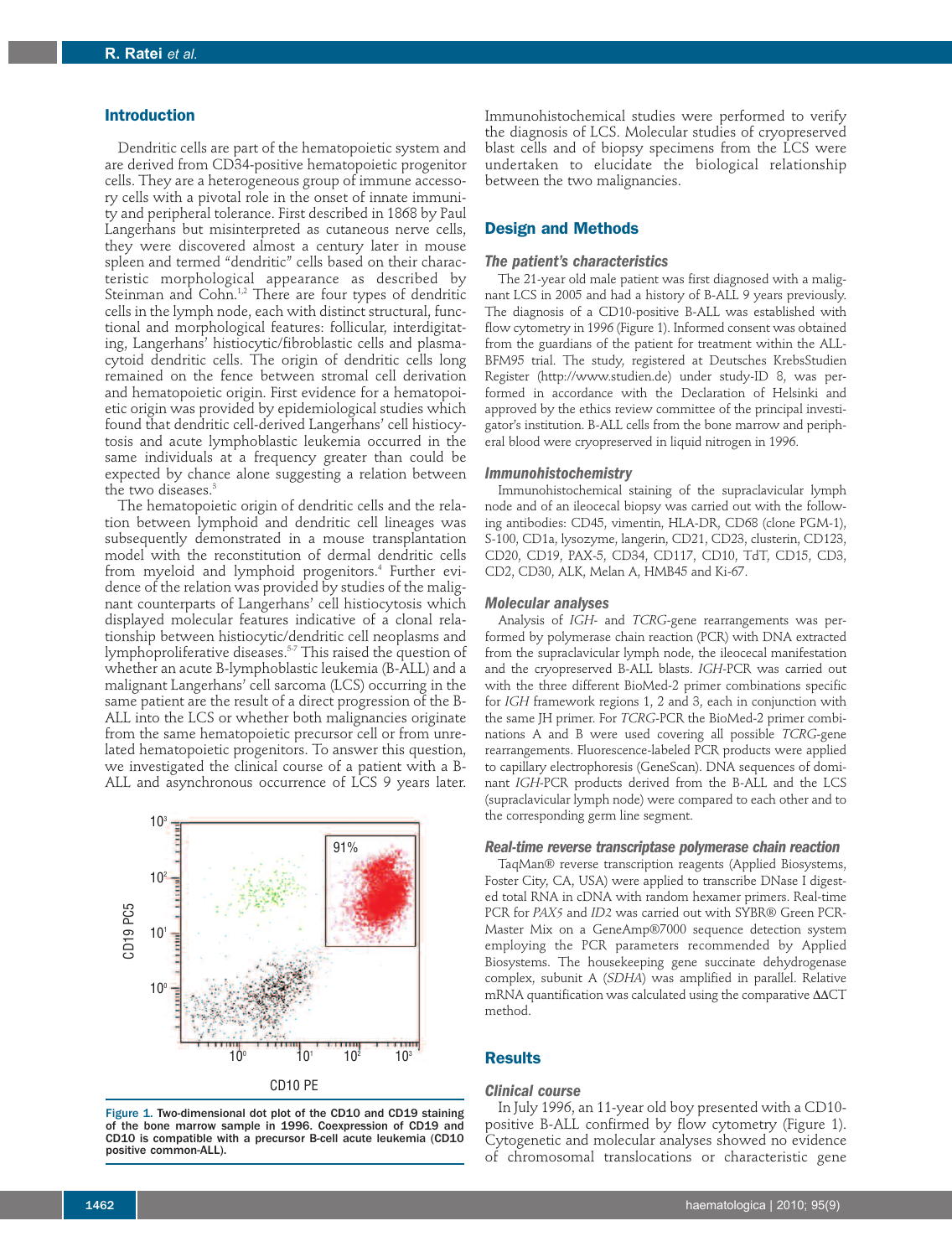## Introduction

Dendritic cells are part of the hematopoietic system and are derived from CD34-positive hematopoietic progenitor cells. They are a heterogeneous group of immune accessory cells with a pivotal role in the onset of innate immunity and peripheral tolerance. First described in 1868 by Paul Langerhans but misinterpreted as cutaneous nerve cells, they were discovered almost a century later in mouse spleen and termed "dendritic" cells based on their characteristic morphological appearance as described by Steinman and Cohn.[1,2] There are four types of dendritic cells in the lymph node, each with distinct structural, functional and morphological features: follicular, interdigitating, Langerhans' histiocytic/fibroblastic cells and plasmacytoid dendritic cells. The origin of dendritic cells long remained on the fence between stromal cell derivation and hematopoietic origin. First evidence for a hematopoietic origin was provided by epidemiological studies which found that dendritic cell-derived Langerhans' cell histiocytosis and acute lymphoblastic leukemia occurred in the same individuals at a frequency greater than could be expected by chance alone suggesting a relation between the two diseases.[3]

The hematopoietic origin of dendritic cells and the relation between lymphoid and dendritic cell lineages was subsequently demonstrated in a mouse transplantation model with the reconstitution of dermal dendritic cells from myeloid and lymphoid progenitors.[4] Further evidence of the relation was provided by studies of the malignant counterparts of Langerhans' cell histiocytosis which displayed molecular features indicative of a clonal relationship between histiocytic/dendritic cell neoplasms and lymphoproliferative diseases.[5-7] This raised the question of whether an acute B-lymphoblastic leukemia (B-ALL) and a malignant Langerhans' cell sarcoma (LCS) occurring in the same patient are the result of a direct progression of the B-ALL into the LCS or whether both malignancies originate from the same hematopoietic precursor cell or from unrelated hematopoietic progenitors. To answer this question, we investigated the clinical course of a patient with a B-ALL and asynchronous occurrence of LCS 9 years later.

Figure 1. Two-dimensional dot plot of the CD10 and CD19 staining of the bone marrow sample in 1996. Coexpression of CD19 and CD10 is compatible with a precursor B-cell acute leukemia (CD10 positive common-ALL).

Immunohistochemical studies were performed to verify the diagnosis of LCS. Molecular studies of cryopreserved blast cells and of biopsy specimens from the LCS were undertaken to elucidate the biological relationship between the two malignancies.

## Design and Methods

### The patient's characteristics

The 21-year old male patient was first diagnosed with a malignant LCS in 2005 and had a history of B-ALL 9 years previously. The diagnosis of a CD10-positive B-ALL was established with flow cytometry in 1996 (Figure 1). Informed consent was obtained from the guardians of the patient for treatment within the ALL-BFM95 trial. The study, registered at Deutsches KrebsStudien Register (http://www.studien.de) under study-ID 8, was performed in accordance with the Declaration of Helsinki and approved by the ethics review committee of the principal investigator's institution. B-ALL cells from the bone marrow and peripheral blood were cryopreserved in liquid nitrogen in 1996.

### Immunohistochemistry

Immunohistochemical staining of the supraclavicular lymph node and of an ileocecal biopsy was carried out with the following antibodies: CD45, vimentin, HLA-DR, CD68 (clone PGM-1), S-100, CD1a, lysozyme, langerin, CD21, CD23, clusterin, CD123, CD20, CD19, PAX-5, CD34, CD117, CD10, TdT, CD15, CD3, CD2, CD30, ALK, Melan A, HMB45 and Ki-67.

### Molecular analyses

Analysis of *IGH*- and *TCRG*-gene rearrangements was performed by polymerase chain reaction (PCR) with DNA extracted from the supraclavicular lymph node, the ileocecal manifestation and the cryopreserved B-ALL blasts. *IGH*-PCR was carried out with the three different BioMed-2 primer combinations specific for *IGH* framework regions 1, 2 and 3, each in conjunction with the same JH primer. For *TCRG*-PCR the BioMed-2 primer combinations A and B were used covering all possible *TCRG*-gene rearrangements. Fluorescence-labeled PCR products were applied to capillary electrophoresis (GeneScan). DNA sequences of dominant *IGH*-PCR products derived from the B-ALL and the LCS (supraclavicular lymph node) were compared to each other and to the corresponding germ line segment.

### Real-time reverse transcriptase polymerase chain reaction

TaqMan® reverse transcription reagents (Applied Biosystems, Foster City, CA, USA) were applied to transcribe DNase I digested total RNA in cDNA with random hexamer primers. Real-time PCR for *PAX5* and *ID2* was carried out with SYBR® Green PCR-Master Mix on a GeneAmp®7000 sequence detection system employing the PCR parameters recommended by Applied Biosystems. The housekeeping gene succinate dehydrogenase complex, subunit A (*SDHA*) was amplified in parallel. Relative mRNA quantification was calculated using the comparative $\Delta\Delta$CT method.

## Results

### Clinical course

In July 1996, an 11-year old boy presented with a CD10-positive B-ALL confirmed by flow cytometry (Figure 1). Cytogenetic and molecular analyses showed no evidence of chromosomal translocations or characteristic gene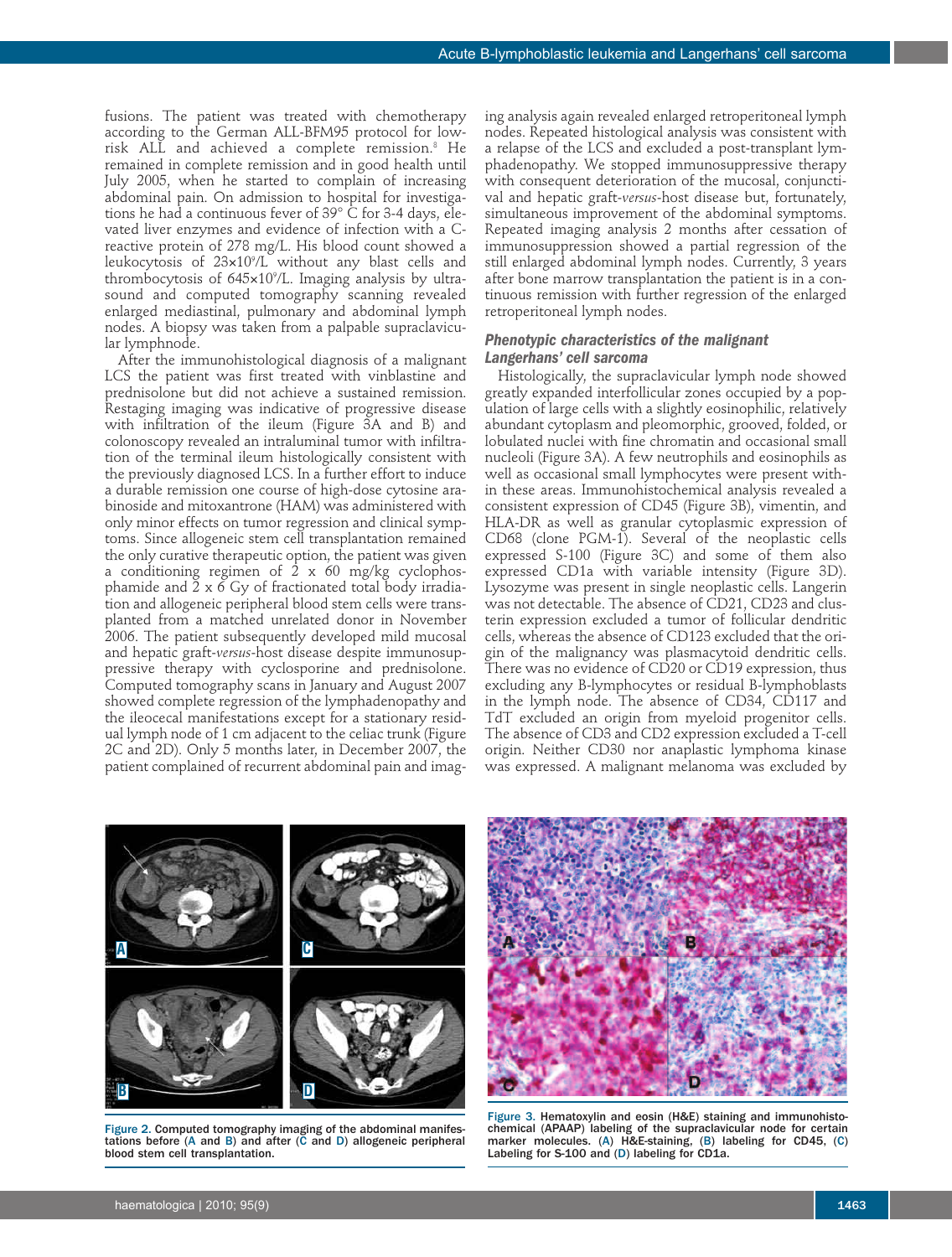fusions. The patient was treated with chemotherapy according to the German ALL-BFM95 protocol for low-risk ALL and achieved a complete remission.[8] He remained in complete remission and in good health until July 2005, when he started to complain of increasing abdominal pain. On admission to hospital for investigations he had a continuous fever of 39° C for 3-4 days, elevated liver enzymes and evidence of infection with a C-reactive protein of 278 mg/L. His blood count showed a leukocytosis of $23\times10^9$/L without any blast cells and thrombocytosis of $645\times10^9$/L. Imaging analysis by ultrasound and computed tomography scanning revealed enlarged mediastinal, pulmonary and abdominal lymph nodes. A biopsy was taken from a palpable supraclavicular lymphnode.

After the immunohistological diagnosis of a malignant LCS the patient was first treated with vinblastine and prednisolone but did not achieve a sustained remission. Restaging imaging was indicative of progressive disease with infiltration of the ileum (Figure 3A and B) and colonoscopy revealed an intraluminal tumor with infiltration of the terminal ileum histologically consistent with the previously diagnosed LCS. In a further effort to induce a durable remission one course of high-dose cytosine arabinoside and mitoxantrone (HAM) was administered with only minor effects on tumor regression and clinical symptoms. Since allogeneic stem cell transplantation remained the only curative therapeutic option, the patient was given a conditioning regimen of 2 x 60 mg/kg cyclophosphamide and 2 x 6 Gy of fractionated total body irradiation and allogeneic peripheral blood stem cells were transplanted from a matched unrelated donor in November 2006. The patient subsequently developed mild mucosal and hepatic graft-*versus*-host disease despite immunosuppressive therapy with cyclosporine and prednisolone. Computed tomography scans in January and August 2007 showed complete regression of the lymphadenopathy and the ileocecal manifestations except for a stationary residual lymph node of 1 cm adjacent to the celiac trunk (Figure 2C and 2D). Only 5 months later, in December 2007, the patient complained of recurrent abdominal pain and imaging analysis again revealed enlarged retroperitoneal lymph nodes. Repeated histological analysis was consistent with a relapse of the LCS and excluded a post-transplant lymphadenopathy. We stopped immunosuppressive therapy with consequent deterioration of the mucosal, conjunctival and hepatic graft-*versus*-host disease but, fortunately, simultaneous improvement of the abdominal symptoms. Repeated imaging analysis 2 months after cessation of immunosuppression showed a partial regression of the still enlarged abdominal lymph nodes. Currently, 3 years after bone marrow transplantation the patient is in a continuous remission with further regression of the enlarged retroperitoneal lymph nodes.

### Phenotypic characteristics of the malignant Langerhans' cell sarcoma

Histologically, the supraclavicular lymph node showed greatly expanded interfollicular zones occupied by a population of large cells with a slightly eosinophilic, relatively abundant cytoplasm and pleomorphic, grooved, folded, or lobulated nuclei with fine chromatin and occasional small nucleoli (Figure 3A). A few neutrophils and eosinophils as well as occasional small lymphocytes were present within these areas. Immunohistochemical analysis revealed a consistent expression of CD45 (Figure 3B), vimentin, and HLA-DR as well as granular cytoplasmic expression of CD68 (clone PGM-1). Several of the neoplastic cells expressed S-100 (Figure 3C) and some of them also expressed CD1a with variable intensity (Figure 3D). Lysozyme was present in single neoplastic cells. Langerin was not detectable. The absence of CD21, CD23 and clusterin expression excluded a tumor of follicular dendritic cells, whereas the absence of CD123 excluded that the origin of the malignancy was plasmacytoid dendritic cells. There was no evidence of CD20 or CD19 expression, thus excluding any B-lymphocytes or residual B-lymphoblasts in the lymph node. The absence of CD34, CD117 and TdT excluded an origin from myeloid progenitor cells. The absence of CD3 and CD2 expression excluded a T-cell origin. Neither CD30 nor anaplastic lymphoma kinase was expressed. A malignant melanoma was excluded by

Figure 2. Computed tomography imaging of the abdominal manifestations before (A and B) and after (C and D) allogeneic peripheral blood stem cell transplantation.

Figure 3. Hematoxylin and eosin (H&E) staining and immunohistochemical (APAAP) labeling of the supraclavicular node for certain marker molecules. (A) H&E-staining, (B) labeling for CD45, (C) Labeling for S-100 and (D) labeling for CD1a.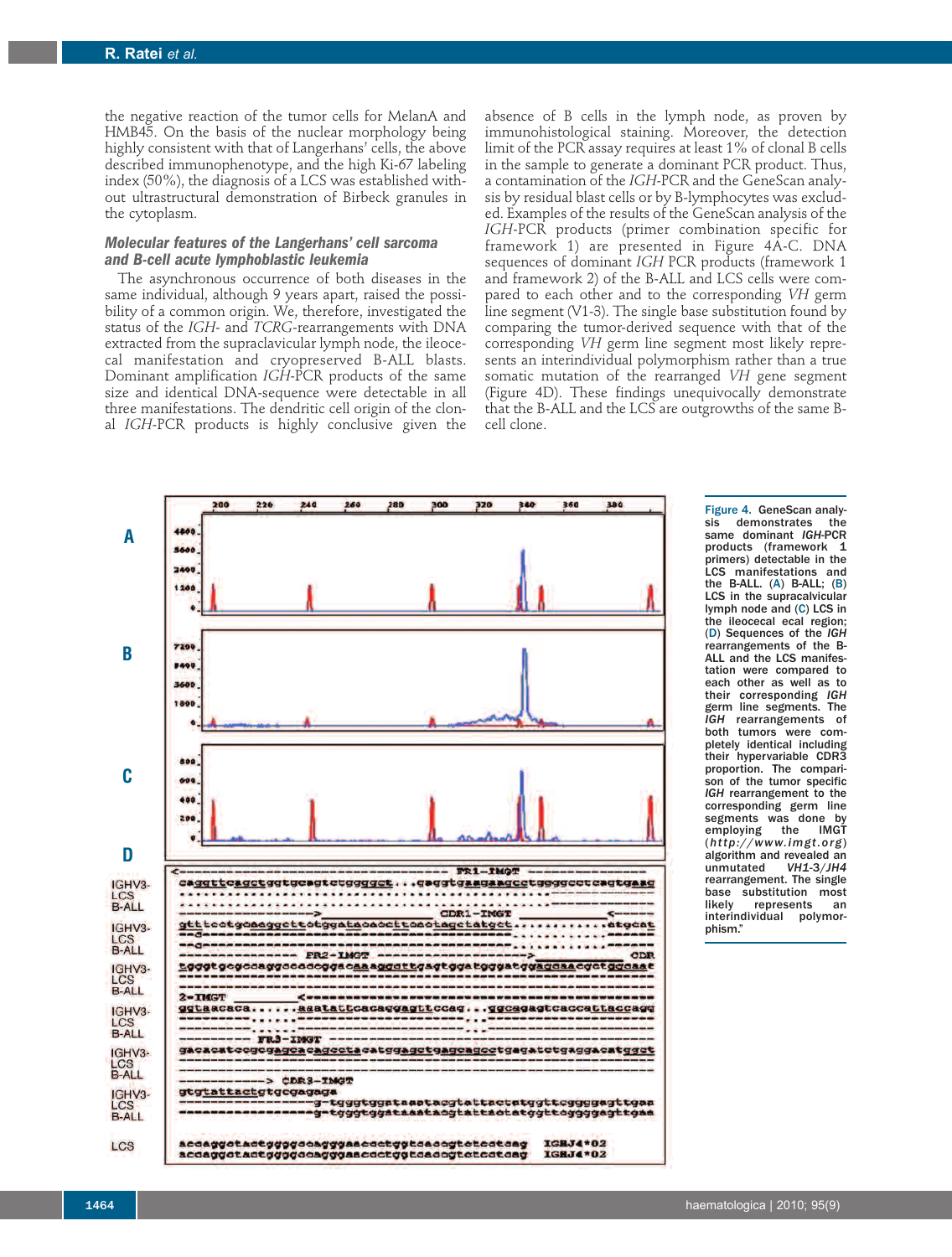the negative reaction of the tumor cells for MelanA and HMB45. On the basis of the nuclear morphology being highly consistent with that of Langerhans' cells, the above described immunophenotype, and the high Ki-67 labeling index (50%), the diagnosis of a LCS was established without ultrastructural demonstration of Birbeck granules in the cytoplasm.

### *Molecular features of the Langerhans' cell sarcoma and B-cell acute lymphoblastic leukemia*

The asynchronous occurrence of both diseases in the same individual, although 9 years apart, raised the possibility of a common origin. We, therefore, investigated the status of the *IGH*- and *TCRG*-rearrangements with DNA extracted from the supraclavicular lymph node, the ileocecal manifestation and cryopreserved B-ALL blasts. Dominant amplification *IGH*-PCR products of the same size and identical DNA-sequence were detectable in all three manifestations. The dendritic cell origin of the clonal *IGH*-PCR products is highly conclusive given the absence of B cells in the lymph node, as proven by immunohistological staining. Moreover, the detection limit of the PCR assay requires at least 1% of clonal B cells in the sample to generate a dominant PCR product. Thus, a contamination of the *IGH*-PCR and the GeneScan analysis by residual blast cells or by B-lymphocytes was excluded. Examples of the results of the GeneScan analysis of the *IGH*-PCR products (primer combination specific for framework 1) are presented in Figure 4A-C. DNA sequences of dominant *IGH* PCR products (framework 1 and framework 2) of the B-ALL and LCS cells were compared to each other and to the corresponding *VH* germ line segment (V1-3). The single base substitution found by comparing the tumor-derived sequence with that of the corresponding *VH* germ line segment most likely represents an interindividual polymorphism rather than a true somatic mutation of the rearranged *VH* gene segment (Figure 4D). These findings unequivocally demonstrate that the B-ALL and the LCS are outgrowths of the same B-cell clone.

Figure 4. GeneScan analysis demonstrates the same dominant *IGH*-PCR products (framework 1 primers) detectable in the LCS manifestations and the B-ALL. (A) B-ALL; (B) LCS in the supraclavicular lymph node and (C) LCS in the ileocecal ecal region; (D) Sequences of the *IGH* rearrangements of the B-ALL and the LCS manifestation were compared to each other as well as to their corresponding *IGH* germ line segments. The *IGH* rearrangements of both tumors were completely identical including their hypervariable CDR3 proportion. The comparison of the tumor specific *IGH* rearrangement to the corresponding germ line segments was done by employing the IMGT (*http://www.imgt.org*) algorithm and revealed an unmutated *VH1-3/JH4* rearrangement. The single base substitution most likely represents an interindividual polymorphism."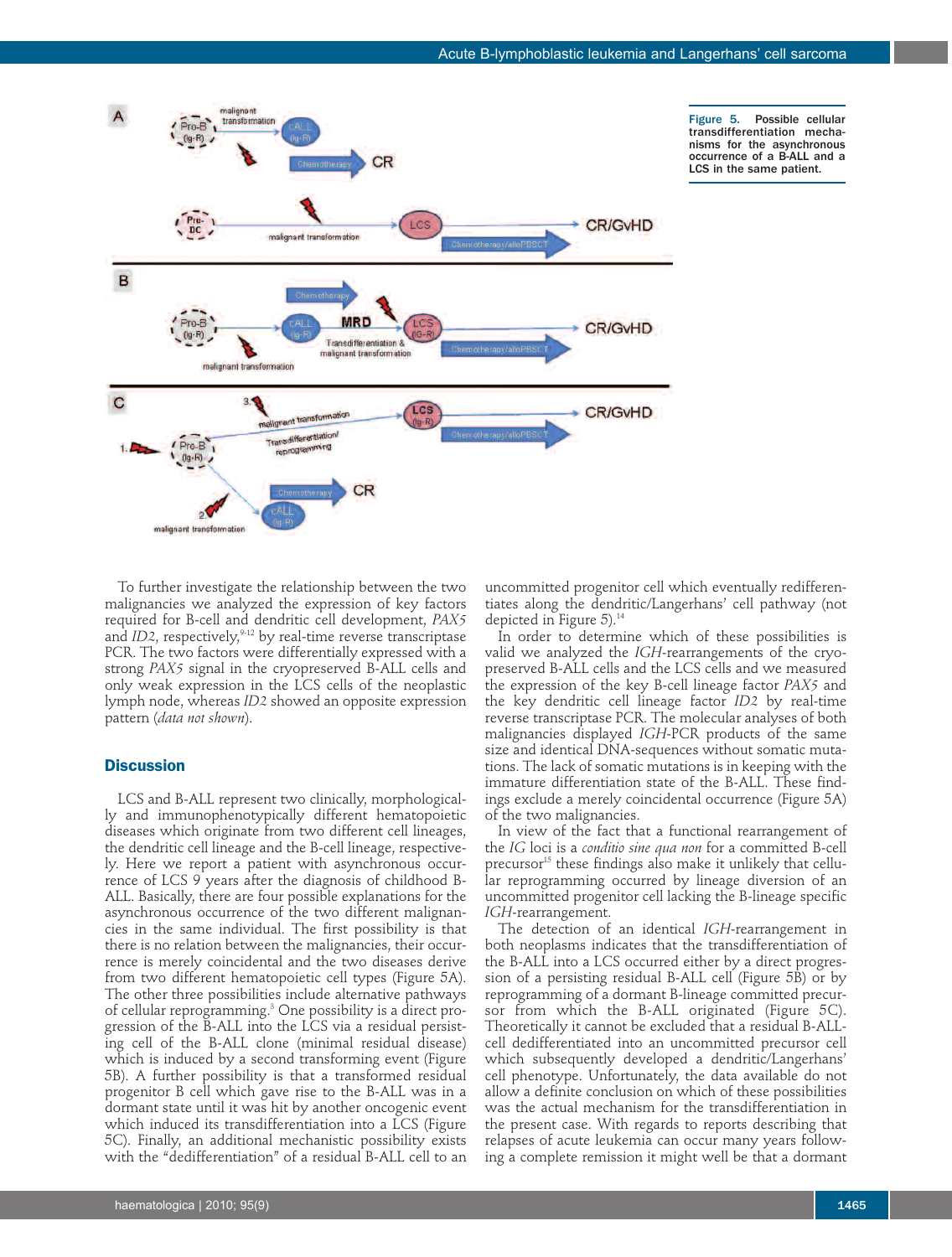Figure 5. Possible cellular transdifferentiation mechanisms for the asynchronous occurrence of a B-ALL and a LCS in the same patient.

To further investigate the relationship between the two malignancies we analyzed the expression of key factors required for B-cell and dendritic cell development, *PAX5* and *ID2*, respectively,[9-12] by real-time reverse transcriptase PCR. The two factors were differentially expressed with a strong *PAX5* signal in the cryopreserved B-ALL cells and only weak expression in the LCS cells of the neoplastic lymph node, whereas *ID2* showed an opposite expression pattern (*data not shown*).

## Discussion

LCS and B-ALL represent two clinically, morphologically and immunophenotypically different hematopoietic diseases which originate from two different cell lineages, the dendritic cell lineage and the B-cell lineage, respectively. Here we report a patient with asynchronous occurrence of LCS 9 years after the diagnosis of childhood B-ALL. Basically, there are four possible explanations for the asynchronous occurrence of the two different malignancies in the same individual. The first possibility is that there is no relation between the malignancies, their occurrence is merely coincidental and the two diseases derive from two different hematopoietic cell types (Figure 5A). The other three possibilities include alternative pathways of cellular reprogramming.[3] One possibility is a direct progression of the B-ALL into the LCS via a residual persisting cell of the B-ALL clone (minimal residual disease) which is induced by a second transforming event (Figure 5B). A further possibility is that a transformed residual progenitor B cell which gave rise to the B-ALL was in a dormant state until it was hit by another oncogenic event which induced its transdifferentiation into a LCS (Figure 5C). Finally, an additional mechanistic possibility exists with the "dedifferentiation" of a residual B-ALL cell to an uncommitted progenitor cell which eventually redifferentiates along the dendritic/Langerhans' cell pathway (not depicted in Figure 5).[14]

In order to determine which of these possibilities is valid we analyzed the *IGH*-rearrangements of the cryopreserved B-ALL cells and the LCS cells and we measured the expression of the key B-cell lineage factor *PAX5* and the key dendritic cell lineage factor *ID2* by real-time reverse transcriptase PCR. The molecular analyses of both malignancies displayed *IGH*-PCR products of the same size and identical DNA-sequences without somatic mutations. The lack of somatic mutations is in keeping with the immature differentiation state of the B-ALL. These findings exclude a merely coincidental occurrence (Figure 5A) of the two malignancies.

In view of the fact that a functional rearrangement of the *IG* loci is a *conditio sine qua non* for a committed B-cell precursor[15] these findings also make it unlikely that cellular reprogramming occurred by lineage diversion of an uncommitted progenitor cell lacking the B-lineage specific *IGH*-rearrangement.

The detection of an identical *IGH*-rearrangement in both neoplasms indicates that the transdifferentiation of the B-ALL into a LCS occurred either by a direct progression of a persisting residual B-ALL cell (Figure 5B) or by reprogramming of a dormant B-lineage committed precursor from which the B-ALL originated (Figure 5C). Theoretically it cannot be excluded that a residual B-ALL-cell dedifferentiated into an uncommitted precursor cell which subsequently developed a dendritic/Langerhans' cell phenotype. Unfortunately, the data available do not allow a definite conclusion on which of these possibilities was the actual mechanism for the transdifferentiation in the present case. With regards to reports describing that relapses of acute leukemia can occur many years following a complete remission it might well be that a dormant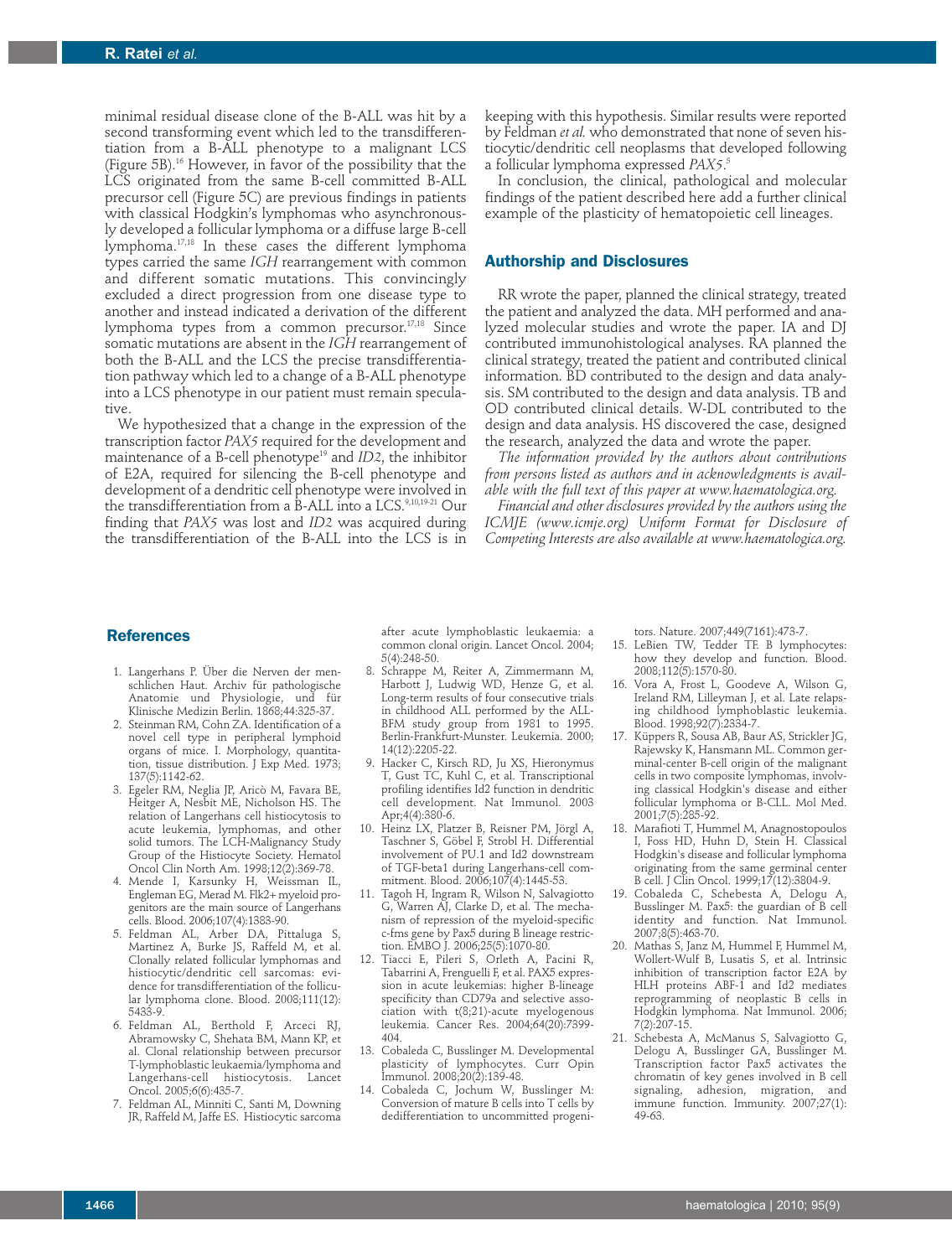minimal residual disease clone of the B-ALL was hit by a second transforming event which led to the transdifferentiation from a B-ALL phenotype to a malignant LCS (Figure 5B).[16] However, in favor of the possibility that the LCS originated from the same B-cell committed B-ALL precursor cell (Figure 5C) are previous findings in patients with classical Hodgkin's lymphomas who asynchronously developed a follicular lymphoma or a diffuse large B-cell lymphoma.[17,18] In these cases the different lymphoma types carried the same *IGH* rearrangement with common and different somatic mutations. This convincingly excluded a direct progression from one disease type to another and instead indicated a derivation of the different lymphoma types from a common precursor.[17,18] Since somatic mutations are absent in the *IGH* rearrangement of both the B-ALL and the LCS the precise transdifferentiation pathway which led to a change of a B-ALL phenotype into a LCS phenotype in our patient must remain speculative.

We hypothesized that a change in the expression of the transcription factor *PAX5* required for the development and maintenance of a B-cell phenotype[19] and *ID2*, the inhibitor of E2A, required for silencing the B-cell phenotype and development of a dendritic cell phenotype were involved in the transdifferentiation from a B-ALL into a LCS.[9,10,19-21] Our finding that *PAX5* was lost and *ID2* was acquired during the transdifferentiation of the B-ALL into the LCS is in keeping with this hypothesis. Similar results were reported by Feldman *et al.* who demonstrated that none of seven histiocytic/dendritic cell neoplasms that developed following a follicular lymphoma expressed *PAX5*.[5]

In conclusion, the clinical, pathological and molecular findings of the patient described here add a further clinical example of the plasticity of hematopoietic cell lineages.

## Authorship and Disclosures

RR wrote the paper, planned the clinical strategy, treated the patient and analyzed the data. MH performed and analyzed molecular studies and wrote the paper. IA and DJ contributed immunohistological analyses. RA planned the clinical strategy, treated the patient and contributed clinical information. BD contributed to the design and data analysis. SM contributed to the design and data analysis. TB and OD contributed clinical details. W-DL contributed to the design and data analysis. HS discovered the case, designed the research, analyzed the data and wrote the paper.

*The information provided by the authors about contributions from persons listed as authors and in acknowledgments is available with the full text of this paper at www.haematologica.org.*

*Financial and other disclosures provided by the authors using the ICMJE (www.icmje.org) Uniform Format for Disclosure of Competing Interests are also available at www.haematologica.org.*

## References

1. Langerhans P. Über die Nerven der menschlichen Haut. Archiv für pathologische Anatomie und Physiologie, und für Klinische Medizin Berlin. 1868;44:325-37.
2. Steinman RM, Cohn ZA. Identification of a novel cell type in peripheral lymphoid organs of mice. I. Morphology, quantitation, tissue distribution. J Exp Med. 1973;137(5):1142-62.
3. Egeler RM, Neglia JP, Aricò M, Favara BE, Heitger A, Nesbit ME, Nicholson HS. The relation of Langerhans cell histiocytosis to acute leukemia, lymphomas, and other solid tumors. The LCH-Malignancy Study Group of the Histiocyte Society. Hematol Oncol Clin North Am. 1998;12(2):369-78.
4. Mende I, Karsunky H, Weissman IL, Engleman EG, Merad M. Flk2+ myeloid progenitors are the main source of Langerhans cells. Blood. 2006;107(4):1383-90.
5. Feldman AL, Arber DA, Pittaluga S, Martinez A, Burke JS, Raffeld M, et al. Clonally related follicular lymphomas and histiocytic/dendritic cell sarcomas: evidence for transdifferentiation of the follicular lymphoma clone. Blood. 2008;111(12):5433-9.
6. Feldman AL, Berthold F, Arceci RJ, Abramowsky C, Shehata BM, Mann KP, et al. Clonal relationship between precursor T-lymphoblastic leukaemia/lymphoma and Langerhans-cell histiocytosis. Lancet Oncol. 2005;6(6):435-7.
7. Feldman AL, Minniti C, Santi M, Downing JR, Raffeld M, Jaffe ES. Histiocytic sarcoma after acute lymphoblastic leukaemia: a common clonal origin. Lancet Oncol. 2004;5(4):248-50.
8. Schrappe M, Reiter A, Zimmermann M, Harbott J, Ludwig WD, Henze G, et al. Long-term results of four consecutive trials in childhood ALL performed by the ALL-BFM study group from 1981 to 1995. Berlin-Frankfurt-Munster. Leukemia. 2000;14(12):2205-22.
9. Hacker C, Kirsch RD, Ju XS, Hieronymus T, Gust TC, Kuhl C, et al. Transcriptional profiling identifies Id2 function in dendritic cell development. Nat Immunol. 2003 Apr;4(4):380-6.
10. Heinz LX, Platzer B, Reisner PM, Jörgl A, Taschner S, Göbel F, Strobl H. Differential involvement of PU.1 and Id2 downstream of TGF-beta1 during Langerhans-cell commitment. Blood. 2006;107(4):1445-53.
11. Tagoh H, Ingram R, Wilson N, Salvagiotto G, Warren AJ, Clarke D, et al. The mechanism of repression of the myeloid-specific c-fms gene by Pax5 during B lineage restriction. EMBO J. 2006;25(5):1070-80.
12. Tiacci E, Pileri S, Orleth A, Pacini R, Tabarrini A, Frenguelli F, et al. PAX5 expression in acute leukemias: higher B-lineage specificity than CD79a and selective association with t(8;21)-acute myelogenous leukemia. Cancer Res. 2004;64(20):7399-404.
13. Cobaleda C, Busslinger M. Developmental plasticity of lymphocytes. Curr Opin Immunol. 2008;20(2):139-48.
14. Cobaleda C, Jochum W, Busslinger M: Conversion of mature B cells into T cells by dedifferentiation to uncommitted progenitors. Nature. 2007;449(7161):473-7.
15. LeBien TW, Tedder TF. B lymphocytes: how they develop and function. Blood. 2008;112(5):1570-80.
16. Vora A, Frost L, Goodeve A, Wilson G, Ireland RM, Lilleyman J, et al. Late relapsing childhood lymphoblastic leukemia. Blood. 1998;92(7):2334-7.
17. Küppers R, Sousa AB, Baur AS, Strickler JG, Rajewsky K, Hansmann ML. Common germinal-center B-cell origin of the malignant cells in two composite lymphomas, involving classical Hodgkin's disease and either follicular lymphoma or B-CLL. Mol Med. 2001;7(5):285-92.
18. Marafioti T, Hummel M, Anagnostopoulos I, Foss HD, Huhn D, Stein H. Classical Hodgkin's disease and follicular lymphoma originating from the same germinal center B cell. J Clin Oncol. 1999;17(12):3804-9.
19. Cobaleda C, Schebesta A, Delogu A, Busslinger M. Pax5: the guardian of B cell identity and function. Nat Immunol. 2007;8(5):463-70.
20. Mathas S, Janz M, Hummel F, Hummel M, Wollert-Wulf B, Lusatis S, et al. Intrinsic inhibition of transcription factor E2A by HLH proteins ABF-1 and Id2 mediates reprogramming of neoplastic B cells in Hodgkin lymphoma. Nat Immunol. 2006;7(2):207-15.
21. Schebesta A, McManus S, Salvagiotto G, Delogu A, Busslinger GA, Busslinger M. Transcription factor Pax5 activates the chromatin of key genes involved in B cell signaling, adhesion, migration, and immune function. Immunity. 2007;27(1):49-63.